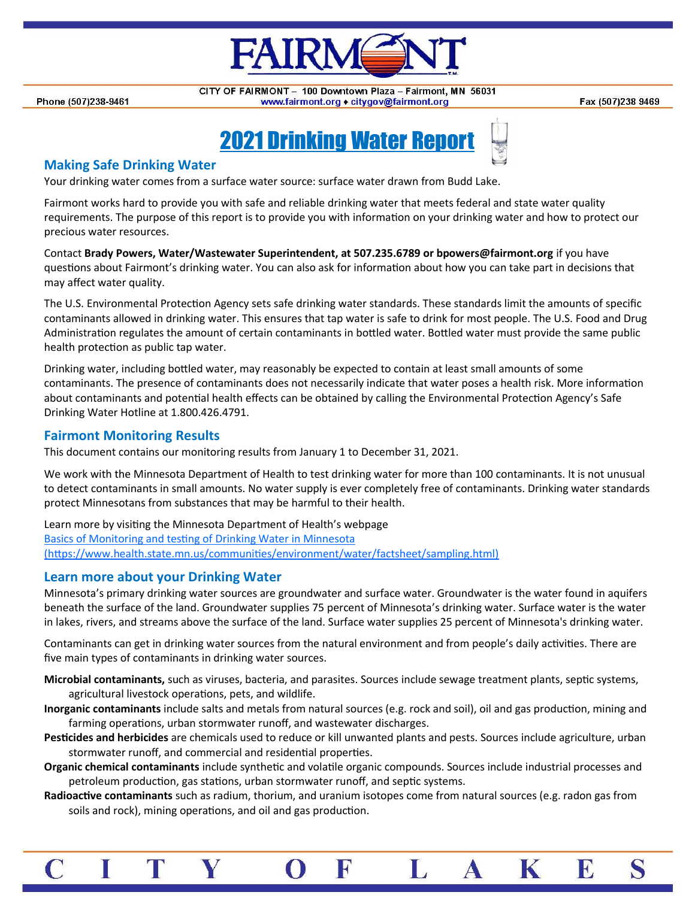CITY OF FAIRMONT – 100 Downtown Plaza – Fairmont, MN 56031
www.fairmont.org ♦ citygov@fairmont.org

Phone (507)238-9461

Fax (507)238 9469

# 2021 Drinking Water Report

## Making Safe Drinking Water

Your drinking water comes from a surface water source: surface water drawn from Budd Lake.

Fairmont works hard to provide you with safe and reliable drinking water that meets federal and state water quality requirements. The purpose of this report is to provide you with information on your drinking water and how to protect our precious water resources.

Contact **Brady Powers, Water/Wastewater Superintendent, at 507.235.6789 or bpowers@fairmont.org** if you have questions about Fairmont's drinking water. You can also ask for information about how you can take part in decisions that may affect water quality.

The U.S. Environmental Protection Agency sets safe drinking water standards. These standards limit the amounts of specific contaminants allowed in drinking water. This ensures that tap water is safe to drink for most people. The U.S. Food and Drug Administration regulates the amount of certain contaminants in bottled water. Bottled water must provide the same public health protection as public tap water.

Drinking water, including bottled water, may reasonably be expected to contain at least small amounts of some contaminants. The presence of contaminants does not necessarily indicate that water poses a health risk. More information about contaminants and potential health effects can be obtained by calling the Environmental Protection Agency's Safe Drinking Water Hotline at 1.800.426.4791.

## Fairmont Monitoring Results

This document contains our monitoring results from January 1 to December 31, 2021.

We work with the Minnesota Department of Health to test drinking water for more than 100 contaminants. It is not unusual to detect contaminants in small amounts. No water supply is ever completely free of contaminants. Drinking water standards protect Minnesotans from substances that may be harmful to their health.

Learn more by visiting the Minnesota Department of Health's webpage
[Basics of Monitoring and testing of Drinking Water in Minnesota (https://www.health.state.mn.us/communities/environment/water/factsheet/sampling.html)](https://www.health.state.mn.us/communities/environment/water/factsheet/sampling.html)

## Learn more about your Drinking Water

Minnesota's primary drinking water sources are groundwater and surface water. Groundwater is the water found in aquifers beneath the surface of the land. Groundwater supplies 75 percent of Minnesota's drinking water. Surface water is the water in lakes, rivers, and streams above the surface of the land. Surface water supplies 25 percent of Minnesota's drinking water.

Contaminants can get in drinking water sources from the natural environment and from people's daily activities. There are five main types of contaminants in drinking water sources.

**Microbial contaminants,** such as viruses, bacteria, and parasites. Sources include sewage treatment plants, septic systems, agricultural livestock operations, pets, and wildlife.

**Inorganic contaminants** include salts and metals from natural sources (e.g. rock and soil), oil and gas production, mining and farming operations, urban stormwater runoff, and wastewater discharges.

**Pesticides and herbicides** are chemicals used to reduce or kill unwanted plants and pests. Sources include agriculture, urban stormwater runoff, and commercial and residential properties.

**Organic chemical contaminants** include synthetic and volatile organic compounds. Sources include industrial processes and petroleum production, gas stations, urban stormwater runoff, and septic systems.

**Radioactive contaminants** such as radium, thorium, and uranium isotopes come from natural sources (e.g. radon gas from soils and rock), mining operations, and oil and gas production.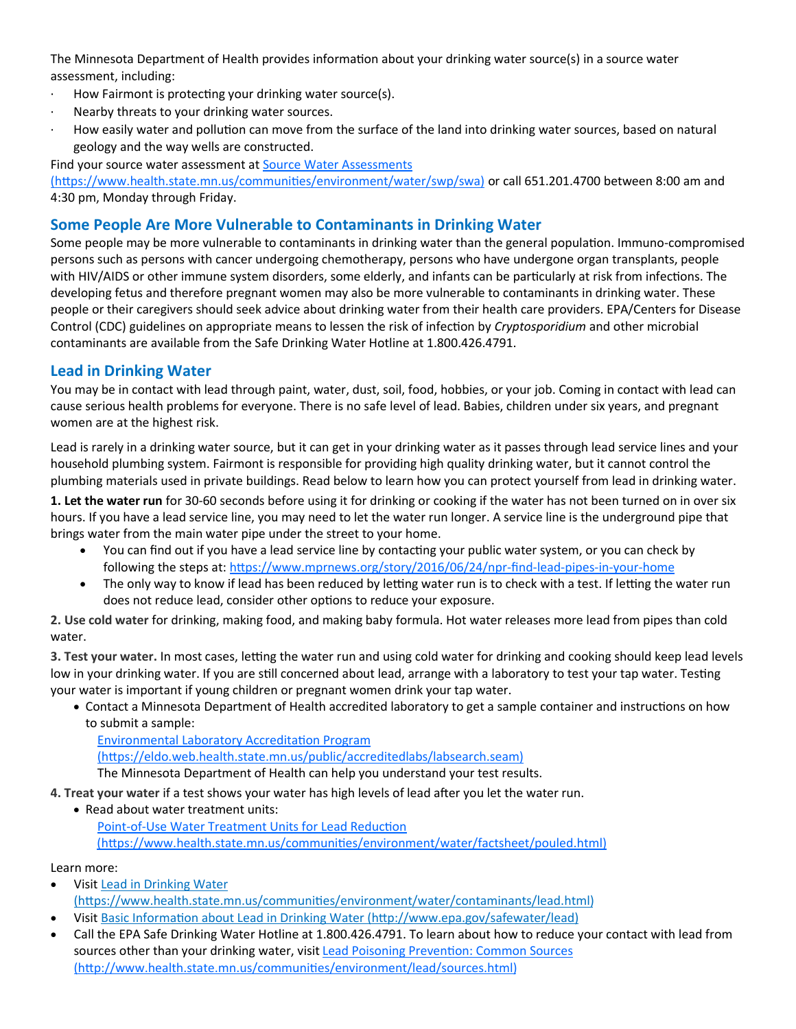The Minnesota Department of Health provides information about your drinking water source(s) in a source water assessment, including:

- How Fairmont is protecting your drinking water source(s).
- Nearby threats to your drinking water sources.
- How easily water and pollution can move from the surface of the land into drinking water sources, based on natural geology and the way wells are constructed.

Find your source water assessment at [Source Water Assessments (https://www.health.state.mn.us/communities/environment/water/swp/swa)](https://www.health.state.mn.us/communities/environment/water/swp/swa) or call 651.201.4700 between 8:00 am and 4:30 pm, Monday through Friday.

## Some People Are More Vulnerable to Contaminants in Drinking Water

Some people may be more vulnerable to contaminants in drinking water than the general population. Immuno-compromised persons such as persons with cancer undergoing chemotherapy, persons who have undergone organ transplants, people with HIV/AIDS or other immune system disorders, some elderly, and infants can be particularly at risk from infections. The developing fetus and therefore pregnant women may also be more vulnerable to contaminants in drinking water. These people or their caregivers should seek advice about drinking water from their health care providers. EPA/Centers for Disease Control (CDC) guidelines on appropriate means to lessen the risk of infection by *Cryptosporidium* and other microbial contaminants are available from the Safe Drinking Water Hotline at 1.800.426.4791.

## Lead in Drinking Water

You may be in contact with lead through paint, water, dust, soil, food, hobbies, or your job. Coming in contact with lead can cause serious health problems for everyone. There is no safe level of lead. Babies, children under six years, and pregnant women are at the highest risk.

Lead is rarely in a drinking water source, but it can get in your drinking water as it passes through lead service lines and your household plumbing system. Fairmont is responsible for providing high quality drinking water, but it cannot control the plumbing materials used in private buildings. Read below to learn how you can protect yourself from lead in drinking water.

**1. Let the water run** for 30-60 seconds before using it for drinking or cooking if the water has not been turned on in over six hours. If you have a lead service line, you may need to let the water run longer. A service line is the underground pipe that brings water from the main water pipe under the street to your home.

- You can find out if you have a lead service line by contacting your public water system, or you can check by following the steps at: https://www.mprnews.org/story/2016/06/24/npr-find-lead-pipes-in-your-home
- The only way to know if lead has been reduced by letting water run is to check with a test. If letting the water run does not reduce lead, consider other options to reduce your exposure.

**2. Use cold water** for drinking, making food, and making baby formula. Hot water releases more lead from pipes than cold water.

**3. Test your water.** In most cases, letting the water run and using cold water for drinking and cooking should keep lead levels low in your drinking water. If you are still concerned about lead, arrange with a laboratory to test your tap water. Testing your water is important if young children or pregnant women drink your tap water.

- Contact a Minnesota Department of Health accredited laboratory to get a sample container and instructions on how to submit a sample:
  [Environmental Laboratory Accreditation Program (https://eldo.web.health.state.mn.us/public/accreditedlabs/labsearch.seam)](https://eldo.web.health.state.mn.us/public/accreditedlabs/labsearch.seam)
  The Minnesota Department of Health can help you understand your test results.

**4. Treat your water** if a test shows your water has high levels of lead after you let the water run.

- Read about water treatment units:
  [Point-of-Use Water Treatment Units for Lead Reduction (https://www.health.state.mn.us/communities/environment/water/factsheet/poulead.html)](https://www.health.state.mn.us/communities/environment/water/factsheet/poulead.html)

Learn more:

- Visit [Lead in Drinking Water (https://www.health.state.mn.us/communities/environment/water/contaminants/lead.html)](https://www.health.state.mn.us/communities/environment/water/contaminants/lead.html)
- Visit [Basic Information about Lead in Drinking Water (http://www.epa.gov/safewater/lead)](http://www.epa.gov/safewater/lead)
- Call the EPA Safe Drinking Water Hotline at 1.800.426.4791. To learn about how to reduce your contact with lead from sources other than your drinking water, visit [Lead Poisoning Prevention: Common Sources (http://www.health.state.mn.us/communities/environment/lead/sources.html)](http://www.health.state.mn.us/communities/environment/lead/sources.html)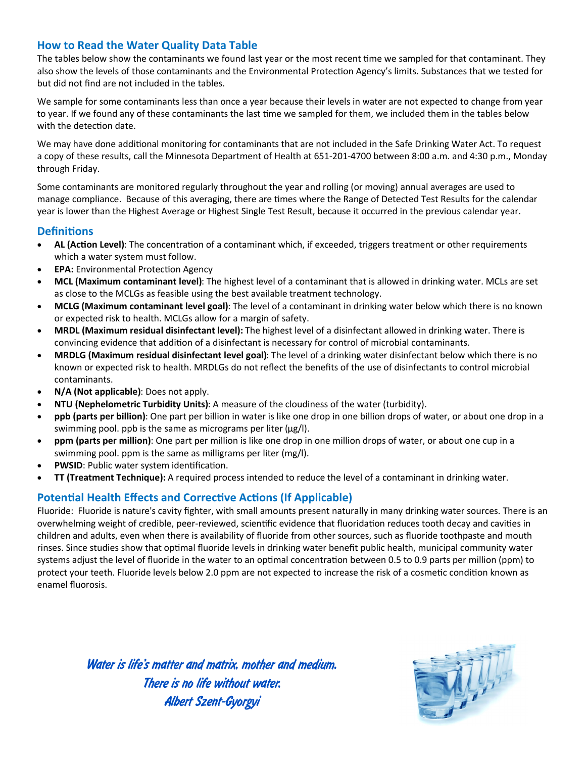## How to Read the Water Quality Data Table

The tables below show the contaminants we found last year or the most recent time we sampled for that contaminant. They also show the levels of those contaminants and the Environmental Protection Agency's limits. Substances that we tested for but did not find are not included in the tables.

We sample for some contaminants less than once a year because their levels in water are not expected to change from year to year. If we found any of these contaminants the last time we sampled for them, we included them in the tables below with the detection date.

We may have done additional monitoring for contaminants that are not included in the Safe Drinking Water Act. To request a copy of these results, call the Minnesota Department of Health at 651-201-4700 between 8:00 a.m. and 4:30 p.m., Monday through Friday.

Some contaminants are monitored regularly throughout the year and rolling (or moving) annual averages are used to manage compliance. Because of this averaging, there are times where the Range of Detected Test Results for the calendar year is lower than the Highest Average or Highest Single Test Result, because it occurred in the previous calendar year.

## Definitions

- **AL (Action Level)**: The concentration of a contaminant which, if exceeded, triggers treatment or other requirements which a water system must follow.
- **EPA:** Environmental Protection Agency
- **MCL (Maximum contaminant level)**: The highest level of a contaminant that is allowed in drinking water. MCLs are set as close to the MCLGs as feasible using the best available treatment technology.
- **MCLG (Maximum contaminant level goal)**: The level of a contaminant in drinking water below which there is no known or expected risk to health. MCLGs allow for a margin of safety.
- **MRDL (Maximum residual disinfectant level):** The highest level of a disinfectant allowed in drinking water. There is convincing evidence that addition of a disinfectant is necessary for control of microbial contaminants.
- **MRDLG (Maximum residual disinfectant level goal)**: The level of a drinking water disinfectant below which there is no known or expected risk to health. MRDLGs do not reflect the benefits of the use of disinfectants to control microbial contaminants.
- **N/A (Not applicable)**: Does not apply.
- **NTU (Nephelometric Turbidity Units)**: A measure of the cloudiness of the water (turbidity).
- **ppb (parts per billion)**: One part per billion in water is like one drop in one billion drops of water, or about one drop in a swimming pool. ppb is the same as micrograms per liter (μg/l).
- **ppm (parts per million)**: One part per million is like one drop in one million drops of water, or about one cup in a swimming pool. ppm is the same as milligrams per liter (mg/l).
- **PWSID**: Public water system identification.
- **TT (Treatment Technique):** A required process intended to reduce the level of a contaminant in drinking water.

## Potential Health Effects and Corrective Actions (If Applicable)

Fluoride: Fluoride is nature's cavity fighter, with small amounts present naturally in many drinking water sources. There is an overwhelming weight of credible, peer-reviewed, scientific evidence that fluoridation reduces tooth decay and cavities in children and adults, even when there is availability of fluoride from other sources, such as fluoride toothpaste and mouth rinses. Since studies show that optimal fluoride levels in drinking water benefit public health, municipal community water systems adjust the level of fluoride in the water to an optimal concentration between 0.5 to 0.9 parts per million (ppm) to protect your teeth. Fluoride levels below 2.0 ppm are not expected to increase the risk of a cosmetic condition known as enamel fluorosis.

*Water is life's matter and matrix, mother and medium.*
*There is no life without water.*
*Albert Szent-Gyorgyi*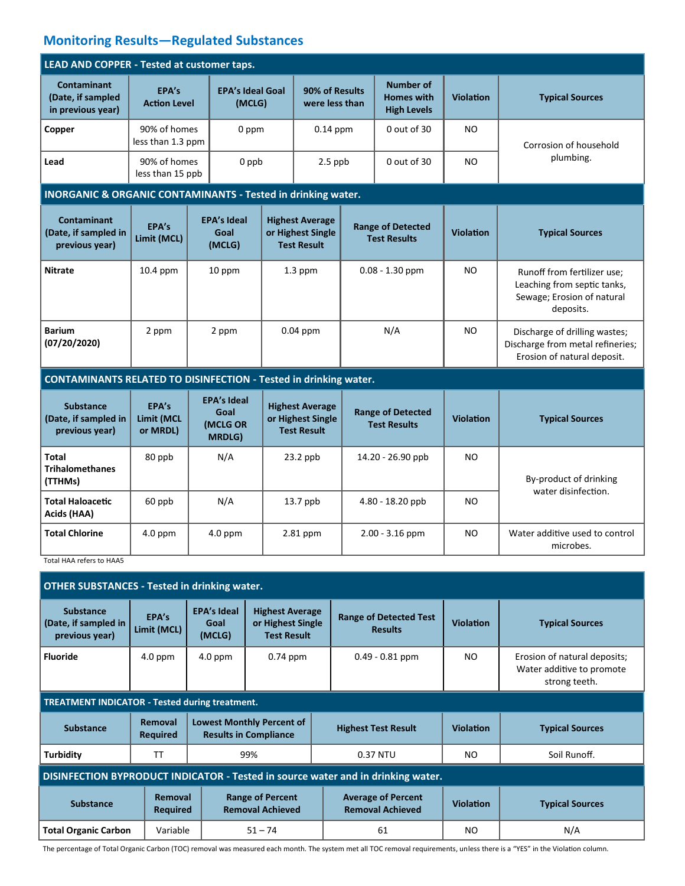## Monitoring Results—Regulated Substances

**LEAD AND COPPER - Tested at customer taps.**

| Contaminant (Date, if sampled in previous year) | EPA's Action Level | EPA's Ideal Goal (MCLG) | 90% of Results were less than | Number of Homes with High Levels | Violation | Typical Sources |
|---|---|---|---|---|---|---|
| **Copper** | 90% of homes less than 1.3 ppm | 0 ppm | 0.14 ppm | 0 out of 30 | NO | Corrosion of household plumbing. |
| **Lead** | 90% of homes less than 15 ppb | 0 ppb | 2.5 ppb | 0 out of 30 | NO | Corrosion of household plumbing. |

**INORGANIC & ORGANIC CONTAMINANTS - Tested in drinking water.**

| Contaminant (Date, if sampled in previous year) | EPA's Limit (MCL) | EPA's Ideal Goal (MCLG) | Highest Average or Highest Single Test Result | Range of Detected Test Results | Violation | Typical Sources |
|---|---|---|---|---|---|---|
| **Nitrate** | 10.4 ppm | 10 ppm | 1.3 ppm | 0.08 - 1.30 ppm | NO | Runoff from fertilizer use; Leaching from septic tanks, Sewage; Erosion of natural deposits. |
| **Barium (07/20/2020)** | 2 ppm | 2 ppm | 0.04 ppm | N/A | NO | Discharge of drilling wastes; Discharge from metal refineries; Erosion of natural deposit. |

**CONTAMINANTS RELATED TO DISINFECTION - Tested in drinking water.**

| Substance (Date, if sampled in previous year) | EPA's Limit (MCL or MRDL) | EPA's Ideal Goal (MCLG OR MRDLG) | Highest Average or Highest Single Test Result | Range of Detected Test Results | Violation | Typical Sources |
|---|---|---|---|---|---|---|
| **Total Trihalomethanes (TTHMs)** | 80 ppb | N/A | 23.2 ppb | 14.20 - 26.90 ppb | NO | By-product of drinking water disinfection. |
| **Total Haloacetic Acids (HAA)** | 60 ppb | N/A | 13.7 ppb | 4.80 - 18.20 ppb | NO | By-product of drinking water disinfection. |
| **Total Chlorine** | 4.0 ppm | 4.0 ppm | 2.81 ppm | 2.00 - 3.16 ppm | NO | Water additive used to control microbes. |

Total HAA refers to HAA5

**OTHER SUBSTANCES - Tested in drinking water.**

| Substance (Date, if sampled in previous year) | EPA's Limit (MCL) | EPA's Ideal Goal (MCLG) | Highest Average or Highest Single Test Result | Range of Detected Test Results | Violation | Typical Sources |
|---|---|---|---|---|---|---|
| **Fluoride** | 4.0 ppm | 4.0 ppm | 0.74 ppm | 0.49 - 0.81 ppm | NO | Erosion of natural deposits; Water additive to promote strong teeth. |

**TREATMENT INDICATOR - Tested during treatment.**

| Substance | Removal Required | Lowest Monthly Percent of Results in Compliance | Highest Test Result | Violation | Typical Sources |
|---|---|---|---|---|---|
| **Turbidity** | TT | 99% | 0.37 NTU | NO | Soil Runoff. |

**DISINFECTION BYPRODUCT INDICATOR - Tested in source water and in drinking water.**

| Substance | Removal Required | Range of Percent Removal Achieved | Average of Percent Removal Achieved | Violation | Typical Sources |
|---|---|---|---|---|---|
| **Total Organic Carbon** | Variable | 51 – 74 | 61 | NO | N/A |

The percentage of Total Organic Carbon (TOC) removal was measured each month. The system met all TOC removal requirements, unless there is a "YES" in the Violation column.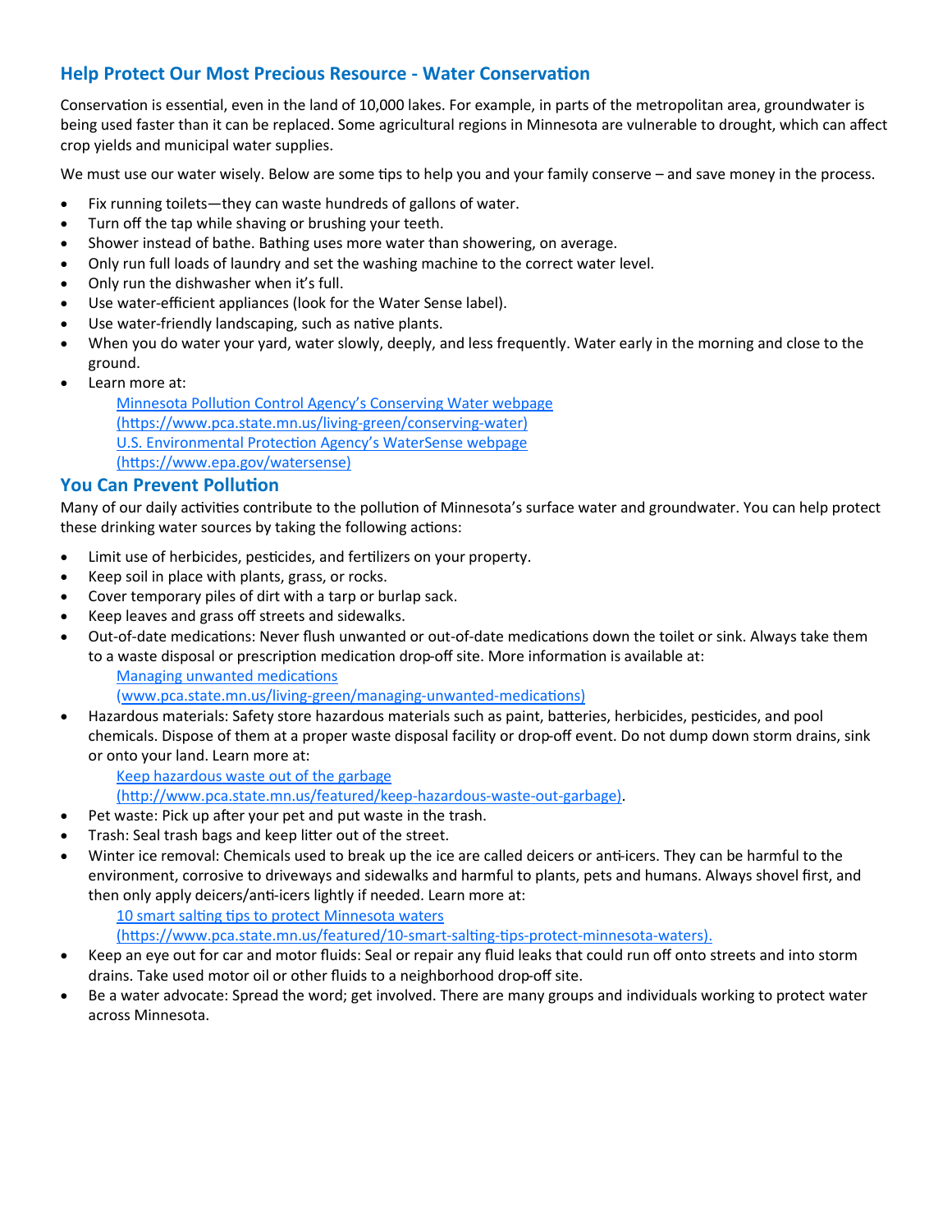## Help Protect Our Most Precious Resource - Water Conservation

Conservation is essential, even in the land of 10,000 lakes. For example, in parts of the metropolitan area, groundwater is being used faster than it can be replaced. Some agricultural regions in Minnesota are vulnerable to drought, which can affect crop yields and municipal water supplies.

We must use our water wisely. Below are some tips to help you and your family conserve – and save money in the process.

- Fix running toilets—they can waste hundreds of gallons of water.
- Turn off the tap while shaving or brushing your teeth.
- Shower instead of bathe. Bathing uses more water than showering, on average.
- Only run full loads of laundry and set the washing machine to the correct water level.
- Only run the dishwasher when it's full.
- Use water-efficient appliances (look for the Water Sense label).
- Use water-friendly landscaping, such as native plants.
- When you do water your yard, water slowly, deeply, and less frequently. Water early in the morning and close to the ground.
- Learn more at:
  - [Minnesota Pollution Control Agency's Conserving Water webpage (https://www.pca.state.mn.us/living-green/conserving-water)](https://www.pca.state.mn.us/living-green/conserving-water)
  - [U.S. Environmental Protection Agency's WaterSense webpage (https://www.epa.gov/watersense)](https://www.epa.gov/watersense)

## You Can Prevent Pollution

Many of our daily activities contribute to the pollution of Minnesota's surface water and groundwater. You can help protect these drinking water sources by taking the following actions:

- Limit use of herbicides, pesticides, and fertilizers on your property.
- Keep soil in place with plants, grass, or rocks.
- Cover temporary piles of dirt with a tarp or burlap sack.
- Keep leaves and grass off streets and sidewalks.
- Out-of-date medications: Never flush unwanted or out-of-date medications down the toilet or sink. Always take them to a waste disposal or prescription medication drop-off site. More information is available at:
  - [Managing unwanted medications (www.pca.state.mn.us/living-green/managing-unwanted-medications)](https://www.pca.state.mn.us/living-green/managing-unwanted-medications)
- Hazardous materials: Safety store hazardous materials such as paint, batteries, herbicides, pesticides, and pool chemicals. Dispose of them at a proper waste disposal facility or drop-off event. Do not dump down storm drains, sink or onto your land. Learn more at:
  - [Keep hazardous waste out of the garbage (http://www.pca.state.mn.us/featured/keep-hazardous-waste-out-garbage)](http://www.pca.state.mn.us/featured/keep-hazardous-waste-out-garbage).
- Pet waste: Pick up after your pet and put waste in the trash.
- Trash: Seal trash bags and keep litter out of the street.
- Winter ice removal: Chemicals used to break up the ice are called deicers or anti-icers. They can be harmful to the environment, corrosive to driveways and sidewalks and harmful to plants, pets and humans. Always shovel first, and then only apply deicers/anti-icers lightly if needed. Learn more at:
  - [10 smart salting tips to protect Minnesota waters (https://www.pca.state.mn.us/featured/10-smart-salting-tips-protect-minnesota-waters).](https://www.pca.state.mn.us/featured/10-smart-salting-tips-protect-minnesota-waters)
- Keep an eye out for car and motor fluids: Seal or repair any fluid leaks that could run off onto streets and into storm drains. Take used motor oil or other fluids to a neighborhood drop-off site.
- Be a water advocate: Spread the word; get involved. There are many groups and individuals working to protect water across Minnesota.